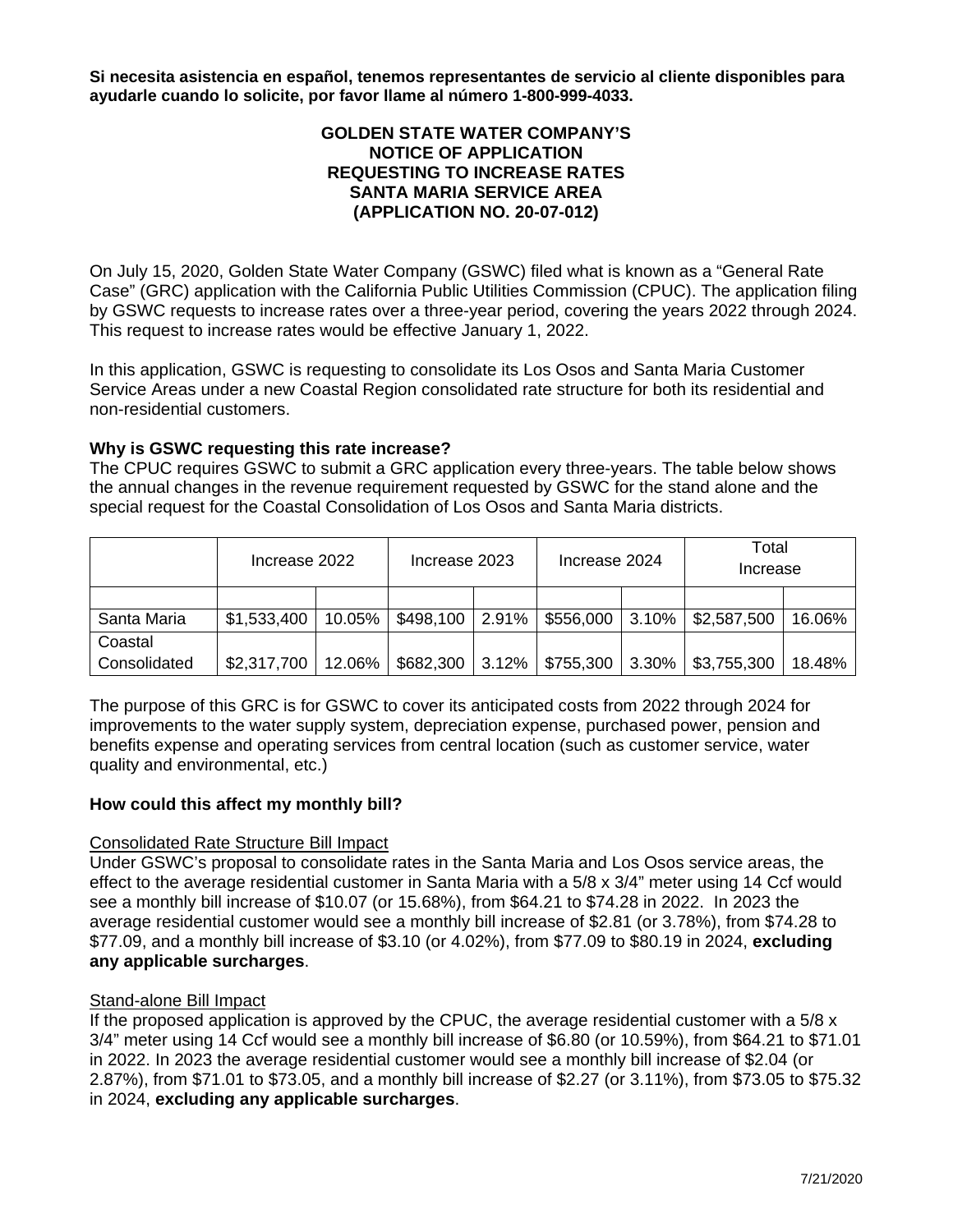**Si necesita asistencia en español, tenemos representantes de servicio al cliente disponibles para ayudarle cuando lo solicite, por favor llame al número 1-800-999-4033.**

# GOLDEN STATE WATER COMPANY'S NOTICE OF APPLICATION REQUESTING TO INCREASE RATES SANTA MARIA SERVICE AREA (APPLICATION NO. 20-07-012)

On July 15, 2020, Golden State Water Company (GSWC) filed what is known as a "General Rate Case" (GRC) application with the California Public Utilities Commission (CPUC). The application filing by GSWC requests to increase rates over a three-year period, covering the years 2022 through 2024. This request to increase rates would be effective January 1, 2022.

In this application, GSWC is requesting to consolidate its Los Osos and Santa Maria Customer Service Areas under a new Coastal Region consolidated rate structure for both its residential and non-residential customers.

### Why is GSWC requesting this rate increase?

The CPUC requires GSWC to submit a GRC application every three-years. The table below shows the annual changes in the revenue requirement requested by GSWC for the stand alone and the special request for the Coastal Consolidation of Los Osos and Santa Maria districts.

| | Increase 2022 | | Increase 2023 | | Increase 2024 | | Total Increase | |
|---|---|---|---|---|---|---|---|---|
| | | | | | | | | |
| Santa Maria | $1,533,400 | 10.05% | $498,100 | 2.91% | $556,000 | 3.10% | $2,587,500 | 16.06% |
| Coastal Consolidated | $2,317,700 | 12.06% | $682,300 | 3.12% | $755,300 | 3.30% | $3,755,300 | 18.48% |

The purpose of this GRC is for GSWC to cover its anticipated costs from 2022 through 2024 for improvements to the water supply system, depreciation expense, purchased power, pension and benefits expense and operating services from central location (such as customer service, water quality and environmental, etc.)

### How could this affect my monthly bill?

<u>Consolidated Rate Structure Bill Impact</u>

Under GSWC's proposal to consolidate rates in the Santa Maria and Los Osos service areas, the effect to the average residential customer in Santa Maria with a 5/8 x 3/4" meter using 14 Ccf would see a monthly bill increase of $10.07 (or 15.68%), from $64.21 to $74.28 in 2022. In 2023 the average residential customer would see a monthly bill increase of $2.81 (or 3.78%), from $74.28 to $77.09, and a monthly bill increase of $3.10 (or 4.02%), from $77.09 to $80.19 in 2024, **excluding any applicable surcharges**.

<u>Stand-alone Bill Impact</u>

If the proposed application is approved by the CPUC, the average residential customer with a 5/8 x 3/4" meter using 14 Ccf would see a monthly bill increase of $6.80 (or 10.59%), from $64.21 to $71.01 in 2022. In 2023 the average residential customer would see a monthly bill increase of $2.04 (or 2.87%), from $71.01 to $73.05, and a monthly bill increase of $2.27 (or 3.11%), from $73.05 to $75.32 in 2024, **excluding any applicable surcharges**.

7/21/2020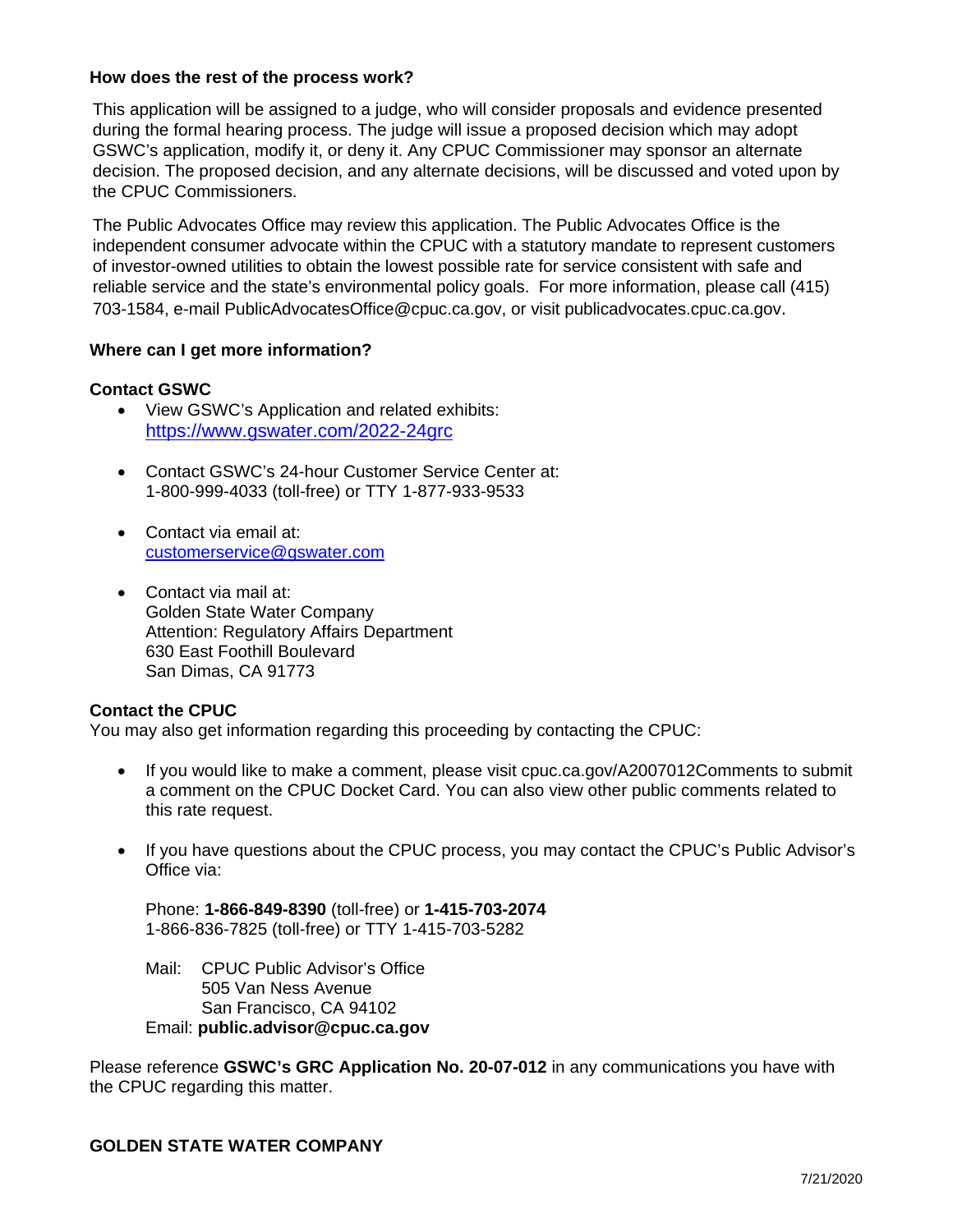**How does the rest of the process work?**

This application will be assigned to a judge, who will consider proposals and evidence presented during the formal hearing process. The judge will issue a proposed decision which may adopt GSWC's application, modify it, or deny it. Any CPUC Commissioner may sponsor an alternate decision. The proposed decision, and any alternate decisions, will be discussed and voted upon by the CPUC Commissioners.

The Public Advocates Office may review this application. The Public Advocates Office is the independent consumer advocate within the CPUC with a statutory mandate to represent customers of investor-owned utilities to obtain the lowest possible rate for service consistent with safe and reliable service and the state's environmental policy goals. For more information, please call (415) 703-1584, e-mail PublicAdvocatesOffice@cpuc.ca.gov, or visit publicadvocates.cpuc.ca.gov.

**Where can I get more information?**

**Contact GSWC**

- View GSWC's Application and related exhibits: https://www.gswater.com/2022-24grc
- Contact GSWC's 24-hour Customer Service Center at: 1-800-999-4033 (toll-free) or TTY 1-877-933-9533
- Contact via email at: customerservice@gswater.com
- Contact via mail at:
  Golden State Water Company
  Attention: Regulatory Affairs Department
  630 East Foothill Boulevard
  San Dimas, CA 91773

**Contact the CPUC**

You may also get information regarding this proceeding by contacting the CPUC:

- If you would like to make a comment, please visit cpuc.ca.gov/A2007012Comments to submit a comment on the CPUC Docket Card. You can also view other public comments related to this rate request.
- If you have questions about the CPUC process, you may contact the CPUC's Public Advisor's Office via:

  Phone: **1-866-849-8390** (toll-free) or **1-415-703-2074**
  1-866-836-7825 (toll-free) or TTY 1-415-703-5282

  Mail: CPUC Public Advisor's Office
  505 Van Ness Avenue
  San Francisco, CA 94102
  Email: **public.advisor@cpuc.ca.gov**

Please reference **GSWC's GRC Application No. 20-07-012** in any communications you have with the CPUC regarding this matter.

**GOLDEN STATE WATER COMPANY**

7/21/2020